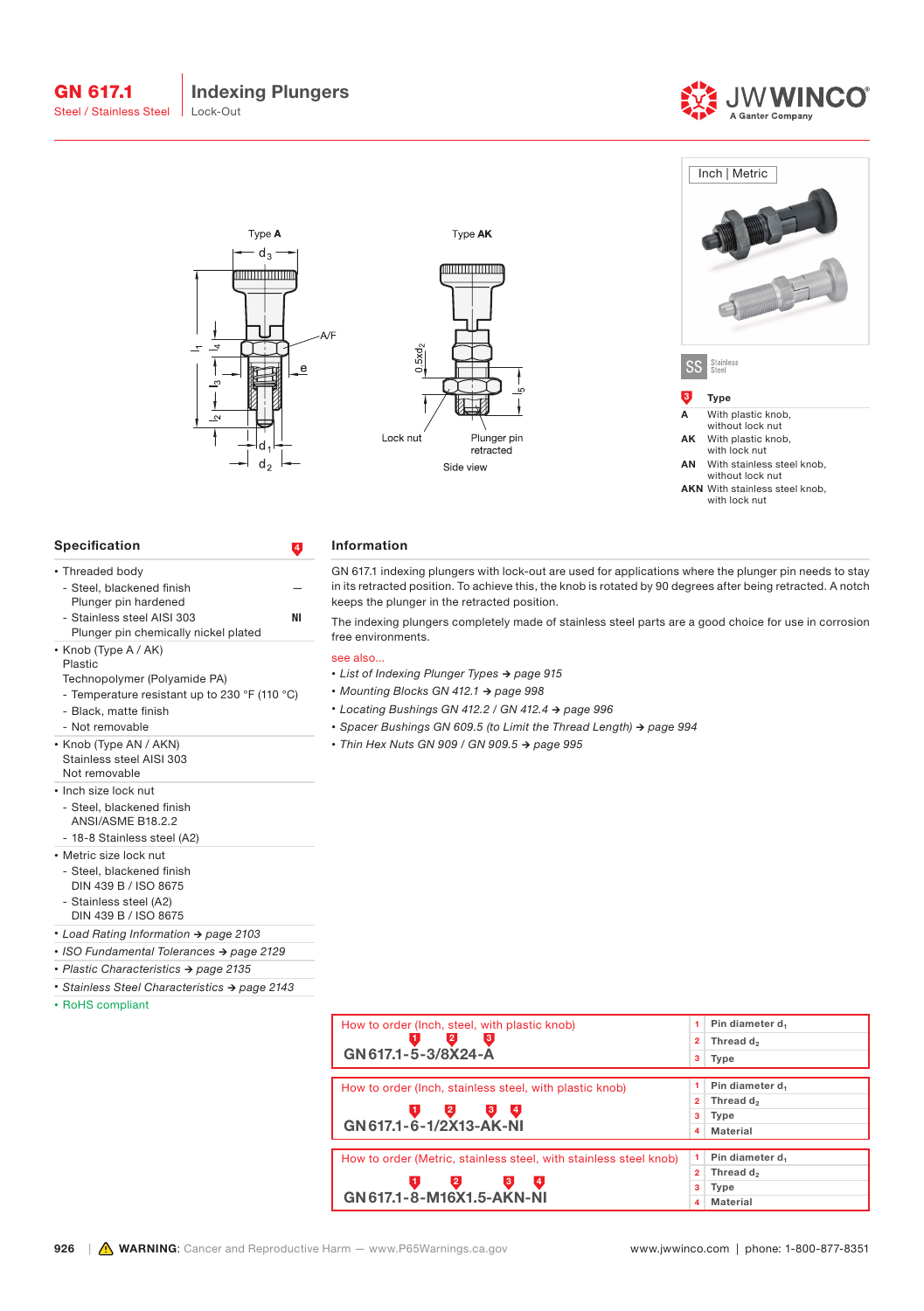# GN 617.1

Steel / Stainless Steel

## Indexing Plungers

Lock-Out

Type A

Type AK

Lock nut

Plunger pin retracted

Side view

Inch | Metric

SS Stainless Steel

**3 Type**

**A** With plastic knob, without lock nut

**AK** With plastic knob, with lock nut

**AN** With stainless steel knob, without lock nut

**AKN** With stainless steel knob, with lock nut

## Specification

| | 4 |
|---|---|
| • Threaded body | |
| - Steel, blackened finish<br>Plunger pin hardened | — |
| - Stainless steel AISI 303<br>Plunger pin chemically nickel plated | NI |

- Knob (Type A / AK)
  Plastic
  Technopolymer (Polyamide PA)
  - Temperature resistant up to 230 °F (110 °C)
  - Black, matte finish
  - Not removable
- Knob (Type AN / AKN)
  Stainless steel AISI 303
  Not removable
- Inch size lock nut
  - Steel, blackened finish
    ANSI/ASME B18.2.2
  - 18-8 Stainless steel (A2)
- Metric size lock nut
  - Steel, blackened finish
    DIN 439 B / ISO 8675
  - Stainless steel (A2)
    DIN 439 B / ISO 8675
- *Load Rating Information → page 2103*
- *ISO Fundamental Tolerances → page 2129*
- *Plastic Characteristics → page 2135*
- *Stainless Steel Characteristics → page 2143*
- RoHS compliant

## Information

GN 617.1 indexing plungers with lock-out are used for applications where the plunger pin needs to stay in its retracted position. To achieve this, the knob is rotated by 90 degrees after being retracted. A notch keeps the plunger in the retracted position.

The indexing plungers completely made of stainless steel parts are a good choice for use in corrosion free environments.

see also...

- *List of Indexing Plunger Types → page 915*
- *Mounting Blocks GN 412.1 → page 998*
- *Locating Bushings GN 412.2 / GN 412.4 → page 996*
- *Spacer Bushings GN 609.5 (to Limit the Thread Length) → page 994*
- *Thin Hex Nuts GN 909 / GN 909.5 → page 995*

How to order (Inch, steel, with plastic knob)

**GN 617.1-5-3/8X24-A**

| | |
|---|---|
| 1 | Pin diameter $d_1$ |
| 2 | Thread $d_2$ |
| 3 | Type |

How to order (Inch, stainless steel, with plastic knob)

**GN 617.1-6-1/2X13-AK-NI**

| | |
|---|---|
| 1 | Pin diameter $d_1$ |
| 2 | Thread $d_2$ |
| 3 | Type |
| 4 | Material |

How to order (Metric, stainless steel, with stainless steel knob)

**GN 617.1-8-M16X1.5-AKN-NI**

| | |
|---|---|
| 1 | Pin diameter $d_1$ |
| 2 | Thread $d_2$ |
| 3 | Type |
| 4 | Material |

⚠ **WARNING**: Cancer and Reproductive Harm — www.P65Warnings.ca.gov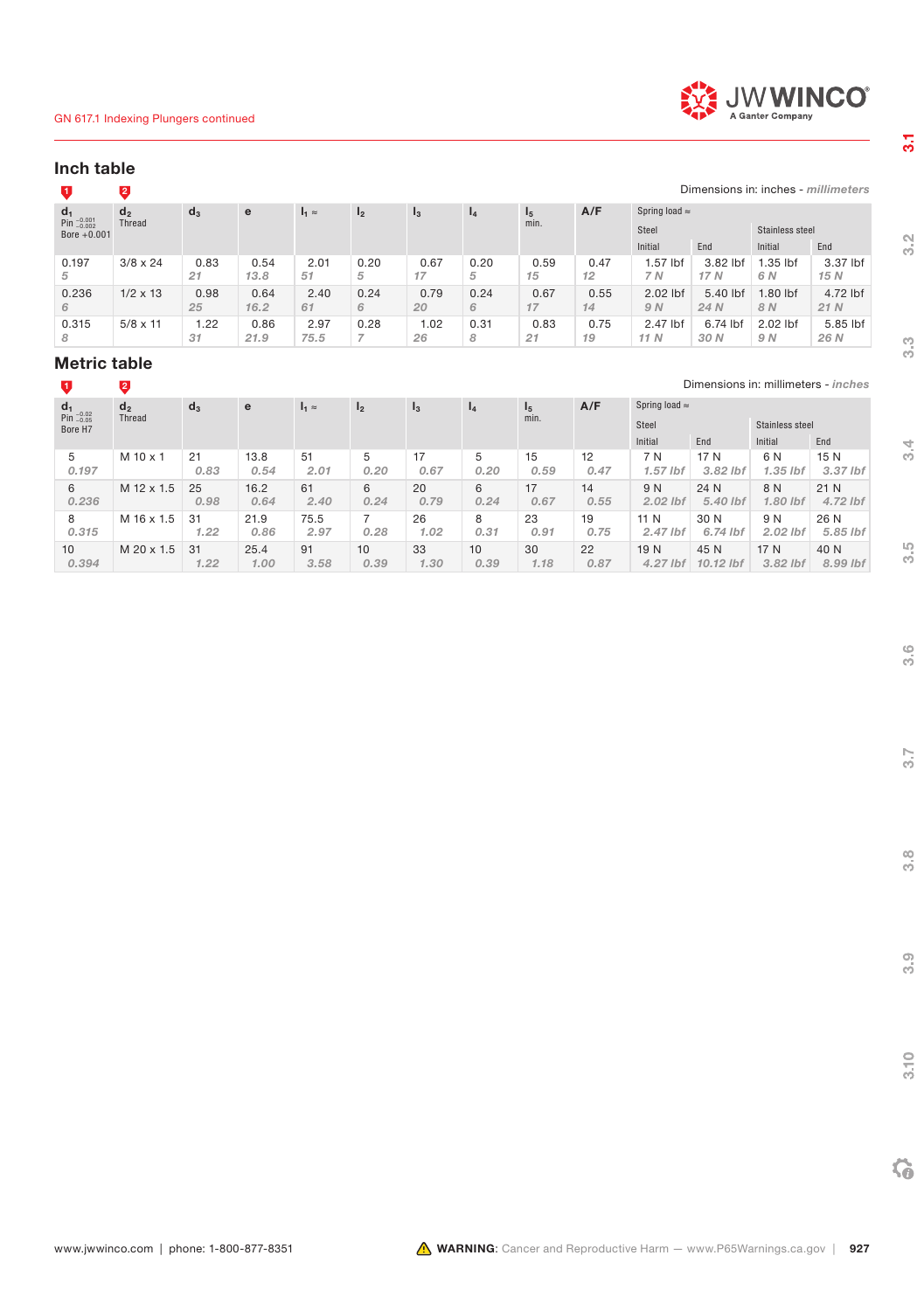GN 617.1 Indexing Plungers continued

## Inch table

Dimensions in: inches - *millimeters*

| $d_1$ Pin $^{-0.001}_{-0.002}$ Bore +0.001 | $d_2$ Thread | $d_3$ | e | $l_1$ ≈ | $l_2$ | $l_3$ | $l_4$ | $l_5$ min. | A/F | Spring load ≈ Steel Initial | End | Stainless steel Initial | End |
|---|---|---|---|---|---|---|---|---|---|---|---|---|---|
| 0.197 *5* | 3/8 x 24 | 0.83 *21* | 0.54 *13.8* | 2.01 *51* | 0.20 *5* | 0.67 *17* | 0.20 *5* | 0.59 *15* | 0.47 *12* | 1.57 lbf *7 N* | 3.82 lbf *17 N* | 1.35 lbf *6 N* | 3.37 lbf *15 N* |
| 0.236 *6* | 1/2 x 13 | 0.98 *25* | 0.64 *16.2* | 2.40 *61* | 0.24 *6* | 0.79 *20* | 0.24 *6* | 0.67 *17* | 0.55 *14* | 2.02 lbf *9 N* | 5.40 lbf *24 N* | 1.80 lbf *8 N* | 4.72 lbf *21 N* |
| 0.315 *8* | 5/8 x 11 | 1.22 *31* | 0.86 *21.9* | 2.97 *75.5* | 0.28 *7* | 1.02 *26* | 0.31 *8* | 0.83 *21* | 0.75 *19* | 2.47 lbf *11 N* | 6.74 lbf *30 N* | 2.02 lbf *9 N* | 5.85 lbf *26 N* |

## Metric table

Dimensions in: millimeters - *inches*

| $d_1$ Pin $^{-0.02}_{-0.05}$ Bore H7 | $d_2$ Thread | $d_3$ | e | $l_1$ ≈ | $l_2$ | $l_3$ | $l_4$ | $l_5$ min. | A/F | Spring load ≈ Steel Initial | End | Stainless steel Initial | End |
|---|---|---|---|---|---|---|---|---|---|---|---|---|---|
| 5 *0.197* | M 10 x 1 | 21 *0.83* | 13.8 *0.54* | 51 *2.01* | 5 *0.20* | 17 *0.67* | 5 *0.20* | 15 *0.59* | 12 *0.47* | 7 N *1.57 lbf* | 17 N *3.82 lbf* | 6 N *1.35 lbf* | 15 N *3.37 lbf* |
| 6 *0.236* | M 12 x 1.5 | 25 *0.98* | 16.2 *0.64* | 61 *2.40* | 6 *0.24* | 20 *0.79* | 6 *0.24* | 17 *0.67* | 14 *0.55* | 9 N *2.02 lbf* | 24 N *5.40 lbf* | 8 N *1.80 lbf* | 21 N *4.72 lbf* |
| 8 *0.315* | M 16 x 1.5 | 31 *1.22* | 21.9 *0.86* | 75.5 *2.97* | 7 *0.28* | 26 *1.02* | 8 *0.31* | 23 *0.91* | 19 *0.75* | 11 N *2.47 lbf* | 30 N *6.74 lbf* | 9 N *2.02 lbf* | 26 N *5.85 lbf* |
| 10 *0.394* | M 20 x 1.5 | 31 *1.22* | 25.4 *1.00* | 91 *3.58* | 10 *0.39* | 33 *1.30* | 10 *0.39* | 30 *1.18* | 22 *0.87* | 19 N *4.27 lbf* | 45 N *10.12 lbf* | 17 N *3.82 lbf* | 40 N *8.99 lbf* |

www.jwwinco.com | phone: 1-800-877-8351

**WARNING:** Cancer and Reproductive Harm — www.P65Warnings.ca.gov